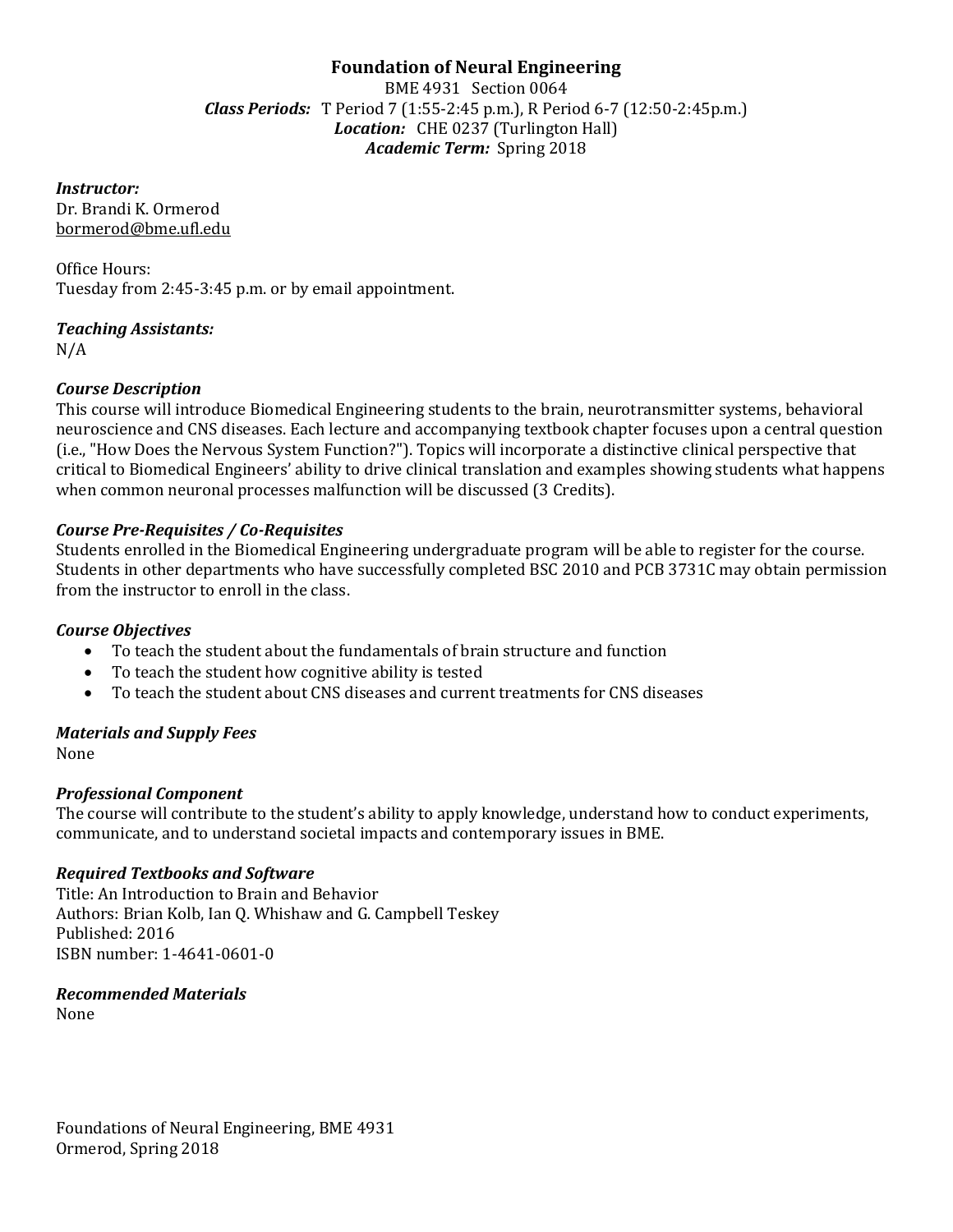# Foundation of Neural Engineering

BME 4931 Section 0064

***Class Periods:*** T Period 7 (1:55-2:45 p.m.), R Period 6-7 (12:50-2:45p.m.)

***Location:*** CHE 0237 (Turlington Hall)

***Academic Term:*** Spring 2018

***Instructor:***

Dr. Brandi K. Ormerod

bormerod@bme.ufl.edu

Office Hours:

Tuesday from 2:45-3:45 p.m. or by email appointment.

***Teaching Assistants:***

N/A

***Course Description***

This course will introduce Biomedical Engineering students to the brain, neurotransmitter systems, behavioral neuroscience and CNS diseases. Each lecture and accompanying textbook chapter focuses upon a central question (i.e., "How Does the Nervous System Function?"). Topics will incorporate a distinctive clinical perspective that critical to Biomedical Engineers' ability to drive clinical translation and examples showing students what happens when common neuronal processes malfunction will be discussed (3 Credits).

***Course Pre-Requisites / Co-Requisites***

Students enrolled in the Biomedical Engineering undergraduate program will be able to register for the course. Students in other departments who have successfully completed BSC 2010 and PCB 3731C may obtain permission from the instructor to enroll in the class.

***Course Objectives***

- To teach the student about the fundamentals of brain structure and function
- To teach the student how cognitive ability is tested
- To teach the student about CNS diseases and current treatments for CNS diseases

***Materials and Supply Fees***

None

***Professional Component***

The course will contribute to the student's ability to apply knowledge, understand how to conduct experiments, communicate, and to understand societal impacts and contemporary issues in BME.

***Required Textbooks and Software***

Title: An Introduction to Brain and Behavior

Authors: Brian Kolb, Ian Q. Whishaw and G. Campbell Teskey

Published: 2016

ISBN number: 1-4641-0601-0

***Recommended Materials***

None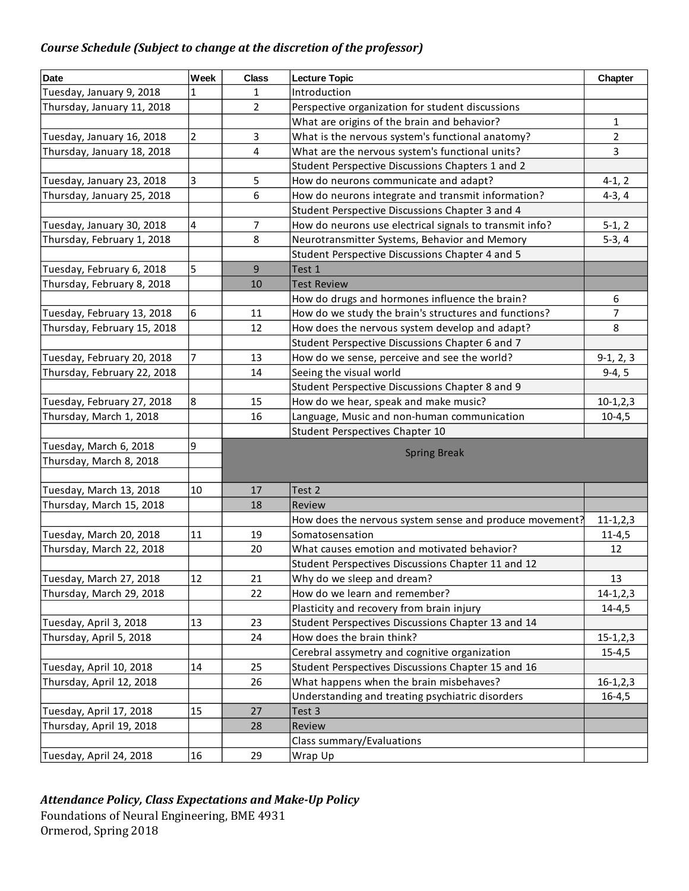*Course Schedule (Subject to change at the discretion of the professor)*

| Date | Week | Class | Lecture Topic | Chapter |
|---|---|---|---|---|
| Tuesday, January 9, 2018 | 1 | 1 | Introduction | |
| Thursday, January 11, 2018 | | 2 | Perspective organization for student discussions | |
| | | | What are origins of the brain and behavior? | 1 |
| Tuesday, January 16, 2018 | 2 | 3 | What is the nervous system's functional anatomy? | 2 |
| Thursday, January 18, 2018 | | 4 | What are the nervous system's functional units? | 3 |
| | | | Student Perspective Discussions Chapters 1 and 2 | |
| Tuesday, January 23, 2018 | 3 | 5 | How do neurons communicate and adapt? | 4-1, 2 |
| Thursday, January 25, 2018 | | 6 | How do neurons integrate and transmit information? | 4-3, 4 |
| | | | Student Perspective Discussions Chapter 3 and 4 | |
| Tuesday, January 30, 2018 | 4 | 7 | How do neurons use electrical signals to transmit info? | 5-1, 2 |
| Thursday, February 1, 2018 | | 8 | Neurotransmitter Systems, Behavior and Memory | 5-3, 4 |
| | | | Student Perspective Discussions Chapter 4 and 5 | |
| Tuesday, February 6, 2018 | 5 | 9 | Test 1 | |
| Thursday, February 8, 2018 | | 10 | Test Review | |
| | | | How do drugs and hormones influence the brain? | 6 |
| Tuesday, February 13, 2018 | 6 | 11 | How do we study the brain's structures and functions? | 7 |
| Thursday, February 15, 2018 | | 12 | How does the nervous system develop and adapt? | 8 |
| | | | Student Perspective Discussions Chapter 6 and 7 | |
| Tuesday, February 20, 2018 | 7 | 13 | How do we sense, perceive and see the world? | 9-1, 2, 3 |
| Thursday, February 22, 2018 | | 14 | Seeing the visual world | 9-4, 5 |
| | | | Student Perspective Discussions Chapter 8 and 9 | |
| Tuesday, February 27, 2018 | 8 | 15 | How do we hear, speak and make music? | 10-1,2,3 |
| Thursday, March 1, 2018 | | 16 | Language, Music and non-human communication | 10-4,5 |
| | | | Student Perspectives Chapter 10 | |
| Tuesday, March 6, 2018 | 9 | Spring Break | | |
| Thursday, March 8, 2018 | | | | |
| | | | | |
| Tuesday, March 13, 2018 | 10 | 17 | Test 2 | |
| Thursday, March 15, 2018 | | 18 | Review | |
| | | | How does the nervous system sense and produce movement? | 11-1,2,3 |
| Tuesday, March 20, 2018 | 11 | 19 | Somatosensation | 11-4,5 |
| Thursday, March 22, 2018 | | 20 | What causes emotion and motivated behavior? | 12 |
| | | | Student Perspectives Discussions Chapter 11 and 12 | |
| Tuesday, March 27, 2018 | 12 | 21 | Why do we sleep and dream? | 13 |
| Thursday, March 29, 2018 | | 22 | How do we learn and remember? | 14-1,2,3 |
| | | | Plasticity and recovery from brain injury | 14-4,5 |
| Tuesday, April 3, 2018 | 13 | 23 | Student Perspectives Discussions Chapter 13 and 14 | |
| Thursday, April 5, 2018 | | 24 | How does the brain think? | 15-1,2,3 |
| | | | Cerebral assymetry and cognitive organization | 15-4,5 |
| Tuesday, April 10, 2018 | 14 | 25 | Student Perspectives Discussions Chapter 15 and 16 | |
| Thursday, April 12, 2018 | | 26 | What happens when the brain misbehaves? | 16-1,2,3 |
| | | | Understanding and treating psychiatric disorders | 16-4,5 |
| Tuesday, April 17, 2018 | 15 | 27 | Test 3 | |
| Thursday, April 19, 2018 | | 28 | Review | |
| | | | Class summary/Evaluations | |
| Tuesday, April 24, 2018 | 16 | 29 | Wrap Up | |

### *Attendance Policy, Class Expectations and Make-Up Policy*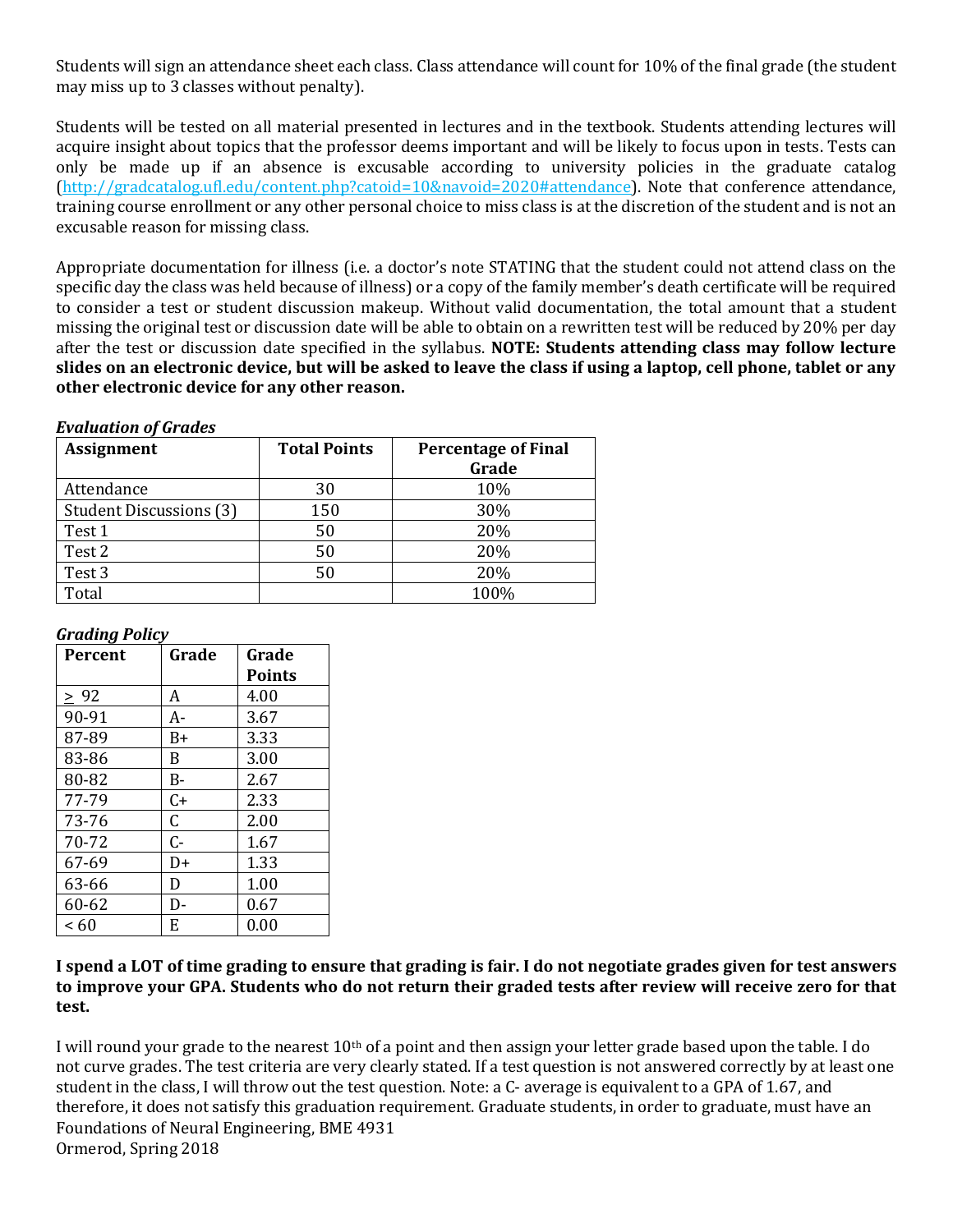Students will sign an attendance sheet each class. Class attendance will count for 10% of the final grade (the student may miss up to 3 classes without penalty).

Students will be tested on all material presented in lectures and in the textbook. Students attending lectures will acquire insight about topics that the professor deems important and will be likely to focus upon in tests. Tests can only be made up if an absence is excusable according to university policies in the graduate catalog (http://gradcatalog.ufl.edu/content.php?catoid=10&navoid=2020#attendance). Note that conference attendance, training course enrollment or any other personal choice to miss class is at the discretion of the student and is not an excusable reason for missing class.

Appropriate documentation for illness (i.e. a doctor's note STATING that the student could not attend class on the specific day the class was held because of illness) or a copy of the family member's death certificate will be required to consider a test or student discussion makeup. Without valid documentation, the total amount that a student missing the original test or discussion date will be able to obtain on a rewritten test will be reduced by 20% per day after the test or discussion date specified in the syllabus. **NOTE: Students attending class may follow lecture slides on an electronic device, but will be asked to leave the class if using a laptop, cell phone, tablet or any other electronic device for any other reason.**

***Evaluation of Grades***

| Assignment | Total Points | Percentage of Final Grade |
|---|---|---|
| Attendance | 30 | 10% |
| Student Discussions (3) | 150 | 30% |
| Test 1 | 50 | 20% |
| Test 2 | 50 | 20% |
| Test 3 | 50 | 20% |
| Total | | 100% |

***Grading Policy***

| Percent | Grade | Grade Points |
|---|---|---|
| ≥ 92 | A | 4.00 |
| 90-91 | A- | 3.67 |
| 87-89 | B+ | 3.33 |
| 83-86 | B | 3.00 |
| 80-82 | B- | 2.67 |
| 77-79 | C+ | 2.33 |
| 73-76 | C | 2.00 |
| 70-72 | C- | 1.67 |
| 67-69 | D+ | 1.33 |
| 63-66 | D | 1.00 |
| 60-62 | D- | 0.67 |
| < 60 | E | 0.00 |

**I spend a LOT of time grading to ensure that grading is fair. I do not negotiate grades given for test answers to improve your GPA. Students who do not return their graded tests after review will receive zero for that test.**

I will round your grade to the nearest 10th of a point and then assign your letter grade based upon the table. I do not curve grades. The test criteria are very clearly stated. If a test question is not answered correctly by at least one student in the class, I will throw out the test question. Note: a C- average is equivalent to a GPA of 1.67, and therefore, it does not satisfy this graduation requirement. Graduate students, in order to graduate, must have an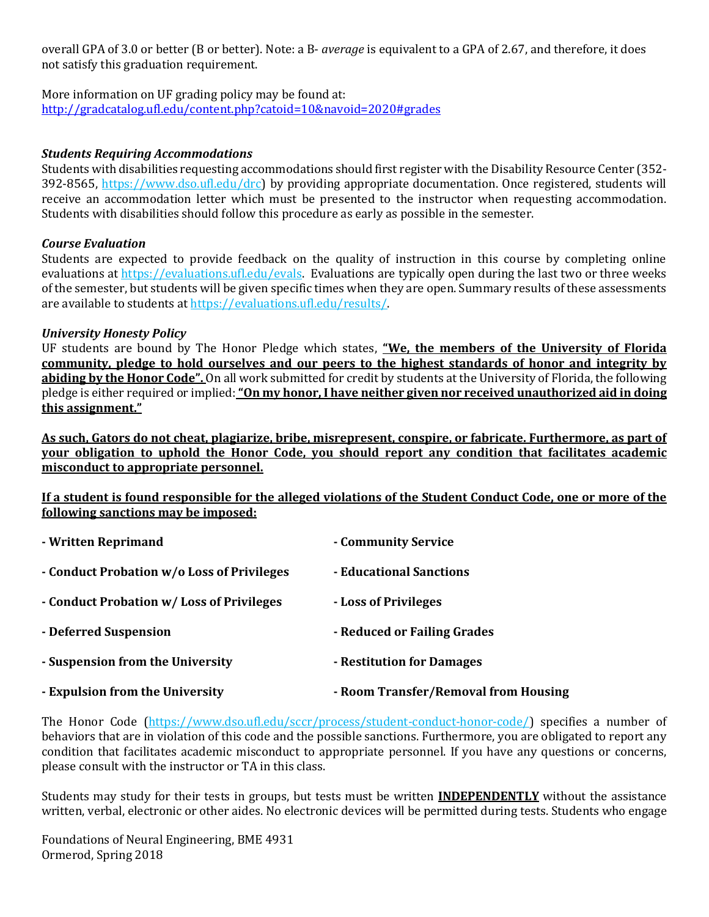overall GPA of 3.0 or better (B or better). Note: a B- *average* is equivalent to a GPA of 2.67, and therefore, it does not satisfy this graduation requirement.

More information on UF grading policy may be found at:
http://gradcatalog.ufl.edu/content.php?catoid=10&navoid=2020#grades

### *Students Requiring Accommodations*

Students with disabilities requesting accommodations should first register with the Disability Resource Center (352-392-8565, https://www.dso.ufl.edu/drc) by providing appropriate documentation. Once registered, students will receive an accommodation letter which must be presented to the instructor when requesting accommodation. Students with disabilities should follow this procedure as early as possible in the semester.

### *Course Evaluation*

Students are expected to provide feedback on the quality of instruction in this course by completing online evaluations at https://evaluations.ufl.edu/evals. Evaluations are typically open during the last two or three weeks of the semester, but students will be given specific times when they are open. Summary results of these assessments are available to students at https://evaluations.ufl.edu/results/.

### *University Honesty Policy*

UF students are bound by The Honor Pledge which states, **"We, the members of the University of Florida community, pledge to hold ourselves and our peers to the highest standards of honor and integrity by abiding by the Honor Code".** On all work submitted for credit by students at the University of Florida, the following pledge is either required or implied: **"On my honor, I have neither given nor received unauthorized aid in doing this assignment."**

**As such, Gators do not cheat, plagiarize, bribe, misrepresent, conspire, or fabricate. Furthermore, as part of your obligation to uphold the Honor Code, you should report any condition that facilitates academic misconduct to appropriate personnel.**

**If a student is found responsible for the alleged violations of the Student Conduct Code, one or more of the following sanctions may be imposed:**

- **Written Reprimand**
- **Conduct Probation w/o Loss of Privileges**
- **Conduct Probation w/ Loss of Privileges**
- **Deferred Suspension**
- **Suspension from the University**
- **Expulsion from the University**
- **Community Service**
- **Educational Sanctions**
- **Loss of Privileges**
- **Reduced or Failing Grades**
- **Restitution for Damages**
- **Room Transfer/Removal from Housing**

The Honor Code (https://www.dso.ufl.edu/sccr/process/student-conduct-honor-code/) specifies a number of behaviors that are in violation of this code and the possible sanctions. Furthermore, you are obligated to report any condition that facilitates academic misconduct to appropriate personnel. If you have any questions or concerns, please consult with the instructor or TA in this class.

Students may study for their tests in groups, but tests must be written **INDEPENDENTLY** without the assistance written, verbal, electronic or other aides. No electronic devices will be permitted during tests. Students who engage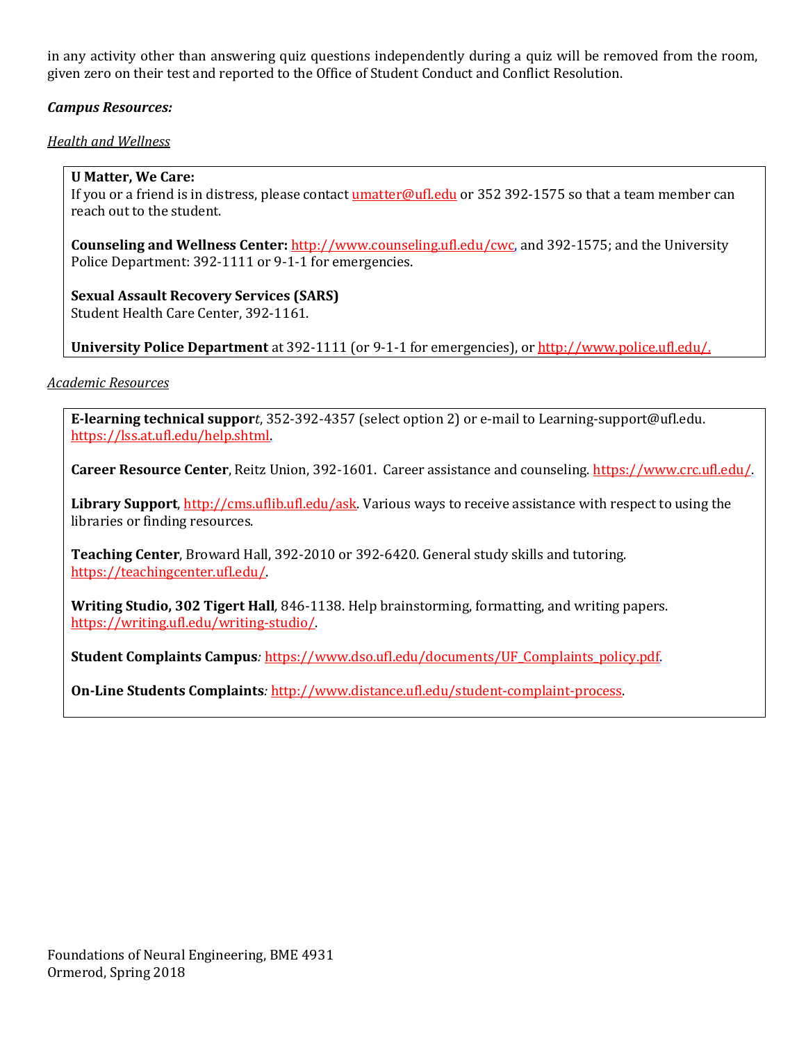in any activity other than answering quiz questions independently during a quiz will be removed from the room, given zero on their test and reported to the Office of Student Conduct and Conflict Resolution.

***Campus Resources:***

*Health and Wellness*

**U Matter, We Care:**
If you or a friend is in distress, please contact umatter@ufl.edu or 352 392-1575 so that a team member can reach out to the student.

**Counseling and Wellness Center:** http://www.counseling.ufl.edu/cwc, and 392-1575; and the University Police Department: 392-1111 or 9-1-1 for emergencies.

**Sexual Assault Recovery Services (SARS)**
Student Health Care Center, 392-1161.

**University Police Department** at 392-1111 (or 9-1-1 for emergencies), or http://www.police.ufl.edu/.

*Academic Resources*

**E-learning technical support**, 352-392-4357 (select option 2) or e-mail to Learning-support@ufl.edu. https://lss.at.ufl.edu/help.shtml.

**Career Resource Center**, Reitz Union, 392-1601. Career assistance and counseling. https://www.crc.ufl.edu/.

**Library Support**, http://cms.uflib.ufl.edu/ask. Various ways to receive assistance with respect to using the libraries or finding resources.

**Teaching Center**, Broward Hall, 392-2010 or 392-6420. General study skills and tutoring. https://teachingcenter.ufl.edu/.

**Writing Studio, 302 Tigert Hall**, 846-1138. Help brainstorming, formatting, and writing papers. https://writing.ufl.edu/writing-studio/.

**Student Complaints Campus**: https://www.dso.ufl.edu/documents/UF_Complaints_policy.pdf.

**On-Line Students Complaints**: http://www.distance.ufl.edu/student-complaint-process.

Foundations of Neural Engineering, BME 4931
Ormerod, Spring 2018